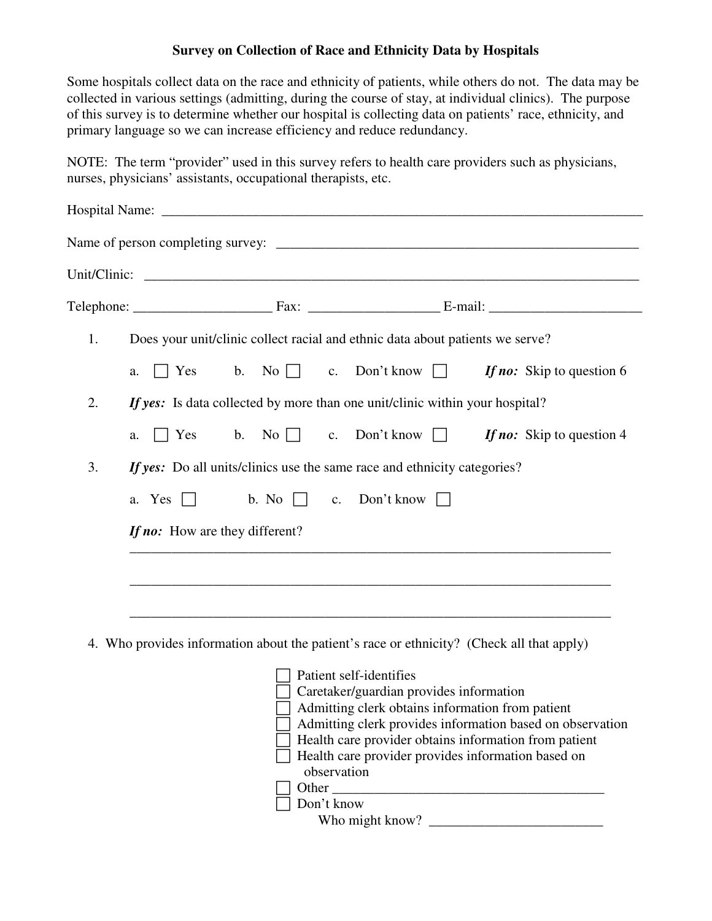# Survey on Collection of Race and Ethnicity Data by Hospitals

Some hospitals collect data on the race and ethnicity of patients, while others do not. The data may be collected in various settings (admitting, during the course of stay, at individual clinics). The purpose of this survey is to determine whether our hospital is collecting data on patients' race, ethnicity, and primary language so we can increase efficiency and reduce redundancy.

NOTE: The term "provider" used in this survey refers to health care providers such as physicians, nurses, physicians' assistants, occupational therapists, etc.

Hospital Name: ___________________________________________________________________________

Name of person completing survey: ______________________________________________________

Unit/Clinic: ____________________________________________________________________________

Telephone: ____________________ Fax: ___________________ E-mail: ______________________

1. Does your unit/clinic collect racial and ethnic data about patients we serve?

   a. ☐ Yes  b. No ☐  c. Don't know ☐  ***If no:*** Skip to question 6

2. ***If yes:*** Is data collected by more than one unit/clinic within your hospital?

   a. ☐ Yes  b. No ☐  c. Don't know ☐  ***If no:*** Skip to question 4

3. ***If yes:*** Do all units/clinics use the same race and ethnicity categories?

   a. Yes ☐  b. No ☐  c. Don't know ☐

   ***If no:*** How are they different?

   ______________________________________________________________________________

   ______________________________________________________________________________

   ______________________________________________________________________________

4. Who provides information about the patient's race or ethnicity? (Check all that apply)

   ☐ Patient self-identifies
   ☐ Caretaker/guardian provides information
   ☐ Admitting clerk obtains information from patient
   ☐ Admitting clerk provides information based on observation
   ☐ Health care provider obtains information from patient
   ☐ Health care provider provides information based on observation
   ☐ Other ________________________________________
   ☐ Don't know
   Who might know? _________________________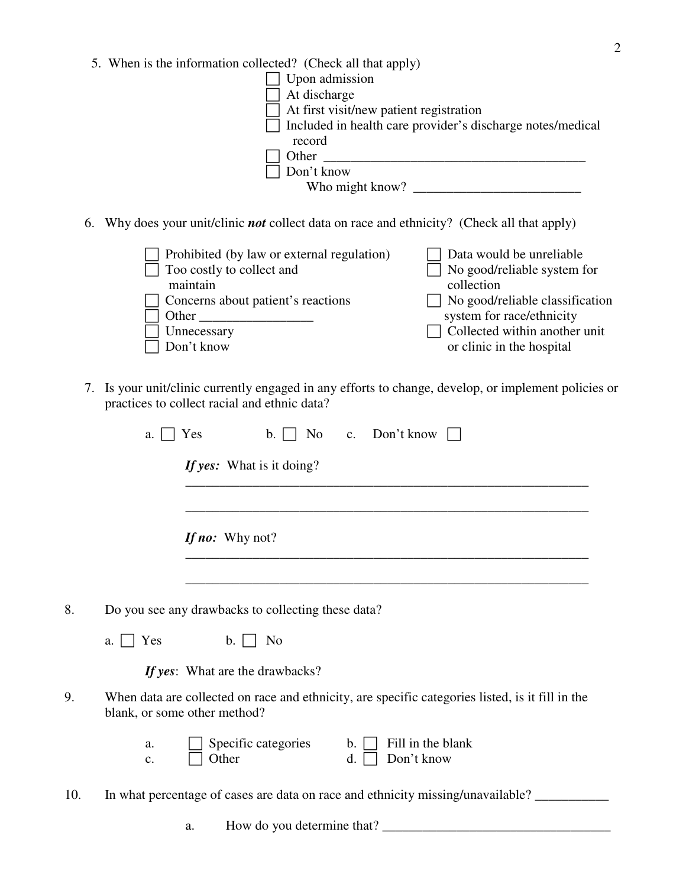5. When is the information collected? (Check all that apply)
   - ☐ Upon admission
   - ☐ At discharge
   - ☐ At first visit/new patient registration
   - ☐ Included in health care provider's discharge notes/medical record
   - ☐ Other ________________________________________
   - ☐ Don't know
     - Who might know? _________________________

6. Why does your unit/clinic ***not*** collect data on race and ethnicity? (Check all that apply)
   - ☐ Prohibited (by law or external regulation)
   - ☐ Too costly to collect and maintain
   - ☐ Concerns about patient's reactions
   - ☐ Other ________________
   - ☐ Unnecessary
   - ☐ Don't know
   - ☐ Data would be unreliable
   - ☐ No good/reliable system for collection
   - ☐ No good/reliable classification system for race/ethnicity
   - ☐ Collected within another unit or clinic in the hospital

7. Is your unit/clinic currently engaged in any efforts to change, develop, or implement policies or practices to collect racial and ethnic data?

   a. ☐ Yes   b. ☐ No   c. Don't know ☐

   ***If yes:*** What is it doing?
   _______________________________________________________________

   _______________________________________________________________

   ***If no:*** Why not?
   _______________________________________________________________

   _______________________________________________________________

8. Do you see any drawbacks to collecting these data?

   a. ☐ Yes   b. ☐ No

   ***If yes***: What are the drawbacks?

9. When data are collected on race and ethnicity, are specific categories listed, is it fill in the blank, or some other method?

   a. ☐ Specific categories   b. ☐ Fill in the blank
   c. ☐ Other   d. ☐ Don't know

10. In what percentage of cases are data on race and ethnicity missing/unavailable? ___________

    a. How do you determine that? __________________________________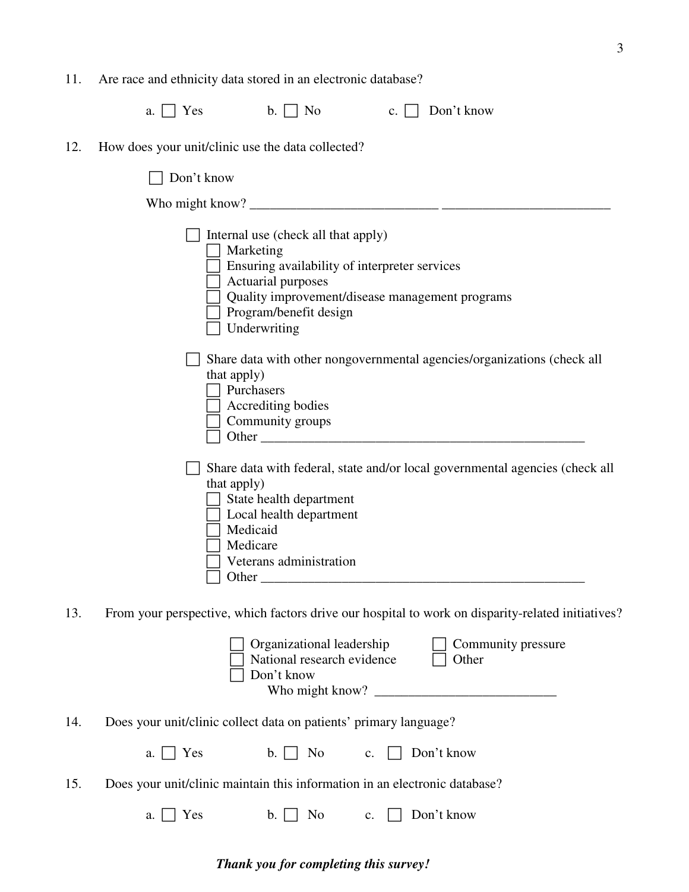11. Are race and ethnicity data stored in an electronic database?

    a. ☐ Yes b. ☐ No c. ☐ Don't know

12. How does your unit/clinic use the data collected?

    ☐ Don't know

    Who might know? ___________________________ ________________________

    - ☐ Internal use (check all that apply)
      - ☐ Marketing
      - ☐ Ensuring availability of interpreter services
      - ☐ Actuarial purposes
      - ☐ Quality improvement/disease management programs
      - ☐ Program/benefit design
      - ☐ Underwriting
    - ☐ Share data with other nongovernmental agencies/organizations (check all that apply)
      - ☐ Purchasers
      - ☐ Accrediting bodies
      - ☐ Community groups
      - ☐ Other _______________________________________________
    - ☐ Share data with federal, state and/or local governmental agencies (check all that apply)
      - ☐ State health department
      - ☐ Local health department
      - ☐ Medicaid
      - ☐ Medicare
      - ☐ Veterans administration
      - ☐ Other _______________________________________________

13. From your perspective, which factors drive our hospital to work on disparity-related initiatives?

    ☐ Organizational leadership
    ☐ Community pressure
    ☐ National research evidence
    ☐ Other
    ☐ Don't know
    Who might know? __________________________

14. Does your unit/clinic collect data on patients' primary language?

    a. ☐ Yes b. ☐ No c. ☐ Don't know

15. Does your unit/clinic maintain this information in an electronic database?

    a. ☐ Yes b. ☐ No c. ☐ Don't know

***Thank you for completing this survey!***